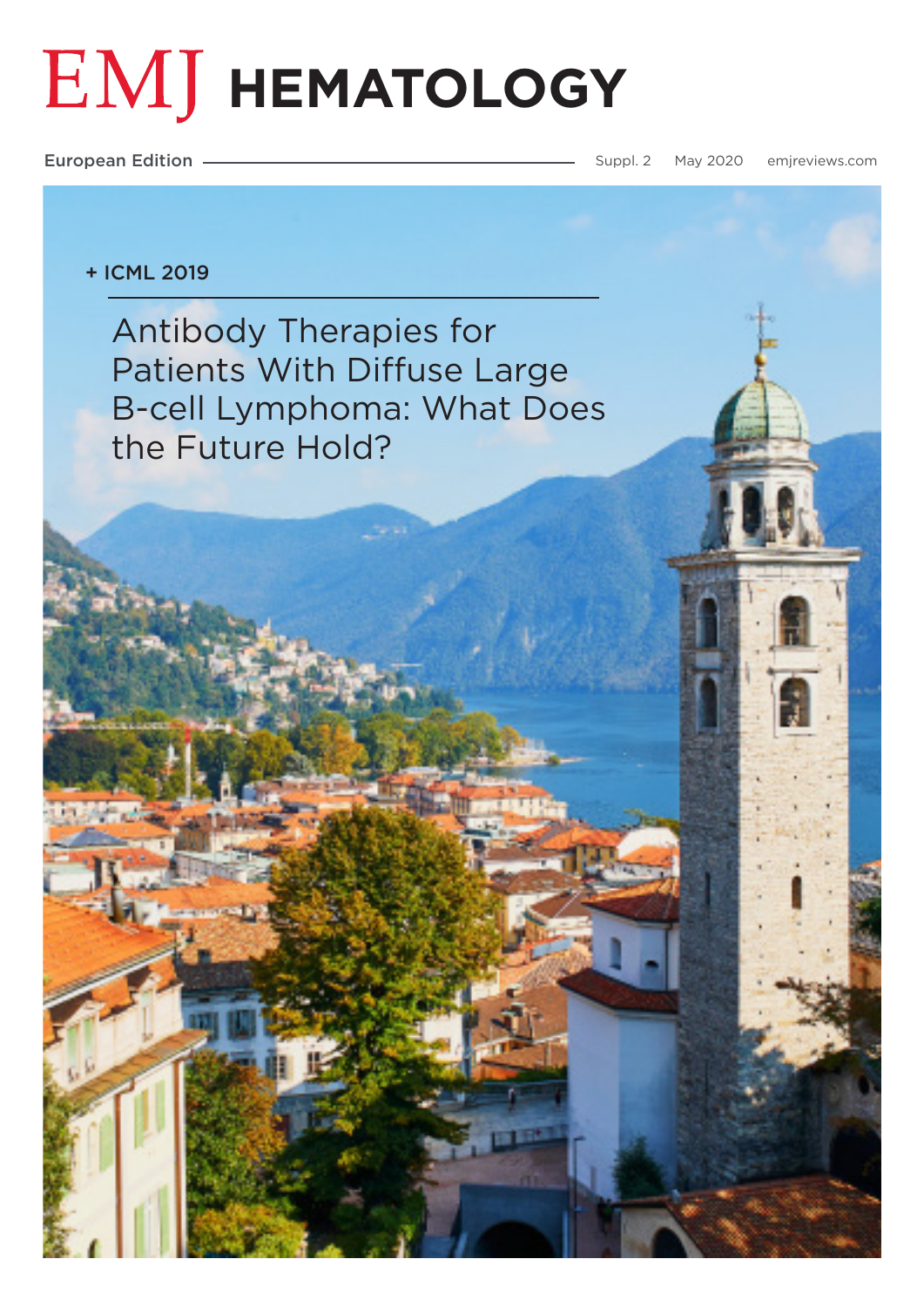# EMJ HEMATOLOGY

European Edition — Suppl. 2 May 2020 emjreviews.com

+ ICML 2019

## Antibody Therapies for Patients With Diffuse Large B-cell Lymphoma: What Does the Future Hold?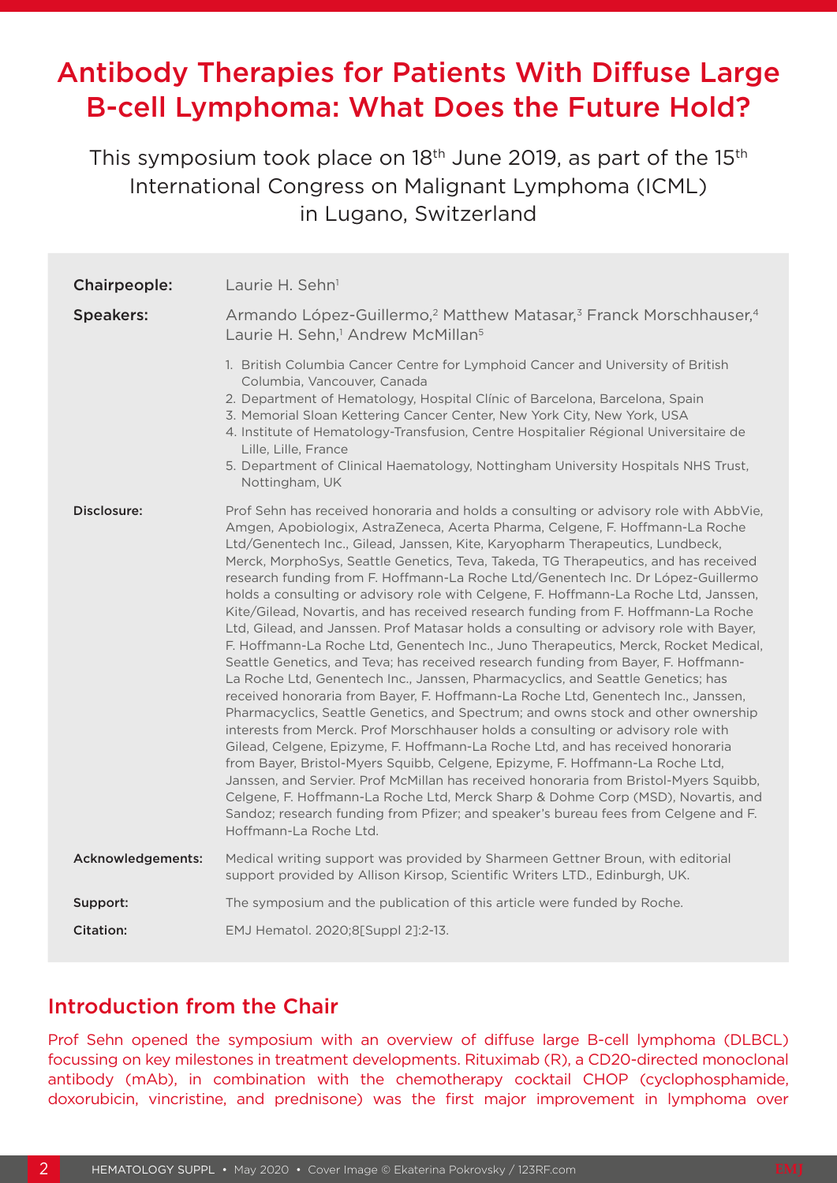# Antibody Therapies for Patients With Diffuse Large B-cell Lymphoma: What Does the Future Hold?

This symposium took place on 18th June 2019, as part of the 15th International Congress on Malignant Lymphoma (ICML) in Lugano, Switzerland

**Chairpeople:** Laurie H. Sehn[1]

**Speakers:** Armando López-Guillermo,[2] Matthew Matasar,[3] Franck Morschhauser,[4] Laurie H. Sehn,[1] Andrew McMillan[5]

1. British Columbia Cancer Centre for Lymphoid Cancer and University of British Columbia, Vancouver, Canada
2. Department of Hematology, Hospital Clínic of Barcelona, Barcelona, Spain
3. Memorial Sloan Kettering Cancer Center, New York City, New York, USA
4. Institute of Hematology-Transfusion, Centre Hospitalier Régional Universitaire de Lille, Lille, France
5. Department of Clinical Haematology, Nottingham University Hospitals NHS Trust, Nottingham, UK

**Disclosure:** Prof Sehn has received honoraria and holds a consulting or advisory role with AbbVie, Amgen, Apobiologix, AstraZeneca, Acerta Pharma, Celgene, F. Hoffmann-La Roche Ltd/Genentech Inc., Gilead, Janssen, Kite, Karyopharm Therapeutics, Lundbeck, Merck, MorphoSys, Seattle Genetics, Teva, Takeda, TG Therapeutics, and has received research funding from F. Hoffmann-La Roche Ltd/Genentech Inc. Dr López-Guillermo holds a consulting or advisory role with Celgene, F. Hoffmann-La Roche Ltd, Janssen, Kite/Gilead, Novartis, and has received research funding from F. Hoffmann-La Roche Ltd, Gilead, and Janssen. Prof Matasar holds a consulting or advisory role with Bayer, F. Hoffmann-La Roche Ltd, Genentech Inc., Juno Therapeutics, Merck, Rocket Medical, Seattle Genetics, and Teva; has received research funding from Bayer, F. Hoffmann-La Roche Ltd, Genentech Inc., Janssen, Pharmacyclics, and Seattle Genetics; has received honoraria from Bayer, F. Hoffmann-La Roche Ltd, Genentech Inc., Janssen, Pharmacyclics, Seattle Genetics, and Spectrum; and owns stock and other ownership interests from Merck. Prof Morschhauser holds a consulting or advisory role with Gilead, Celgene, Epizyme, F. Hoffmann-La Roche Ltd, and has received honoraria from Bayer, Bristol-Myers Squibb, Celgene, Epizyme, F. Hoffmann-La Roche Ltd, Janssen, and Servier. Prof McMillan has received honoraria from Bristol-Myers Squibb, Celgene, F. Hoffmann-La Roche Ltd, Merck Sharp & Dohme Corp (MSD), Novartis, and Sandoz; research funding from Pfizer; and speaker's bureau fees from Celgene and F. Hoffmann-La Roche Ltd.

**Acknowledgements:** Medical writing support was provided by Sharmeen Gettner Broun, with editorial support provided by Allison Kirsop, Scientific Writers LTD., Edinburgh, UK.

**Support:** The symposium and the publication of this article were funded by Roche.

**Citation:** EMJ Hematol. 2020;8[Suppl 2]:2-13.

## Introduction from the Chair

Prof Sehn opened the symposium with an overview of diffuse large B-cell lymphoma (DLBCL) focussing on key milestones in treatment developments. Rituximab (R), a CD20-directed monoclonal antibody (mAb), in combination with the chemotherapy cocktail CHOP (cyclophosphamide, doxorubicin, vincristine, and prednisone) was the first major improvement in lymphoma over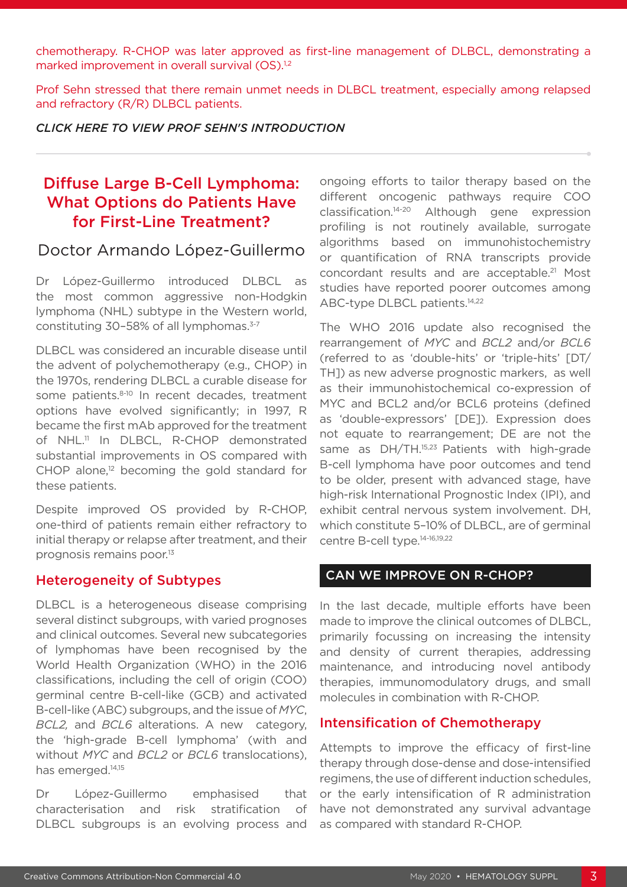chemotherapy. R-CHOP was later approved as first-line management of DLBCL, demonstrating a marked improvement in overall survival (OS).[1,2]

Prof Sehn stressed that there remain unmet needs in DLBCL treatment, especially among relapsed and refractory (R/R) DLBCL patients.

*CLICK HERE TO VIEW PROF SEHN'S INTRODUCTION*

## Diffuse Large B-Cell Lymphoma: What Options do Patients Have for First-Line Treatment?

### Doctor Armando López-Guillermo

Dr López-Guillermo introduced DLBCL as the most common aggressive non-Hodgkin lymphoma (NHL) subtype in the Western world, constituting 30–58% of all lymphomas.[3-7]

DLBCL was considered an incurable disease until the advent of polychemotherapy (e.g., CHOP) in the 1970s, rendering DLBCL a curable disease for some patients.[8-10] In recent decades, treatment options have evolved significantly; in 1997, R became the first mAb approved for the treatment of NHL.[11] In DLBCL, R-CHOP demonstrated substantial improvements in OS compared with CHOP alone,[12] becoming the gold standard for these patients.

Despite improved OS provided by R-CHOP, one-third of patients remain either refractory to initial therapy or relapse after treatment, and their prognosis remains poor.[13]

### Heterogeneity of Subtypes

DLBCL is a heterogeneous disease comprising several distinct subgroups, with varied prognoses and clinical outcomes. Several new subcategories of lymphomas have been recognised by the World Health Organization (WHO) in the 2016 classifications, including the cell of origin (COO) germinal centre B-cell-like (GCB) and activated B-cell-like (ABC) subgroups, and the issue of *MYC*, *BCL2,* and *BCL6* alterations. A new category, the 'high-grade B-cell lymphoma' (with and without *MYC* and *BCL2* or *BCL6* translocations), has emerged.[14,15]

Dr López-Guillermo emphasised that characterisation and risk stratification of DLBCL subgroups is an evolving process and ongoing efforts to tailor therapy based on the different oncogenic pathways require COO classification.[14-20] Although gene expression profiling is not routinely available, surrogate algorithms based on immunohistochemistry or quantification of RNA transcripts provide concordant results and are acceptable.[21] Most studies have reported poorer outcomes among ABC-type DLBCL patients.[14,22]

The WHO 2016 update also recognised the rearrangement of *MYC* and *BCL2* and/or *BCL6* (referred to as 'double-hits' or 'triple-hits' [DT/TH]) as new adverse prognostic markers, as well as their immunohistochemical co-expression of MYC and BCL2 and/or BCL6 proteins (defined as 'double-expressors' [DE]). Expression does not equate to rearrangement; DE are not the same as DH/TH.[15,23] Patients with high-grade B-cell lymphoma have poor outcomes and tend to be older, present with advanced stage, have high-risk International Prognostic Index (IPI), and exhibit central nervous system involvement. DH, which constitute 5–10% of DLBCL, are of germinal centre B-cell type.[14-16,19,22]

### CAN WE IMPROVE ON R-CHOP?

In the last decade, multiple efforts have been made to improve the clinical outcomes of DLBCL, primarily focussing on increasing the intensity and density of current therapies, addressing maintenance, and introducing novel antibody therapies, immunomodulatory drugs, and small molecules in combination with R-CHOP.

### Intensification of Chemotherapy

Attempts to improve the efficacy of first-line therapy through dose-dense and dose-intensified regimens, the use of different induction schedules, or the early intensification of R administration have not demonstrated any survival advantage as compared with standard R-CHOP.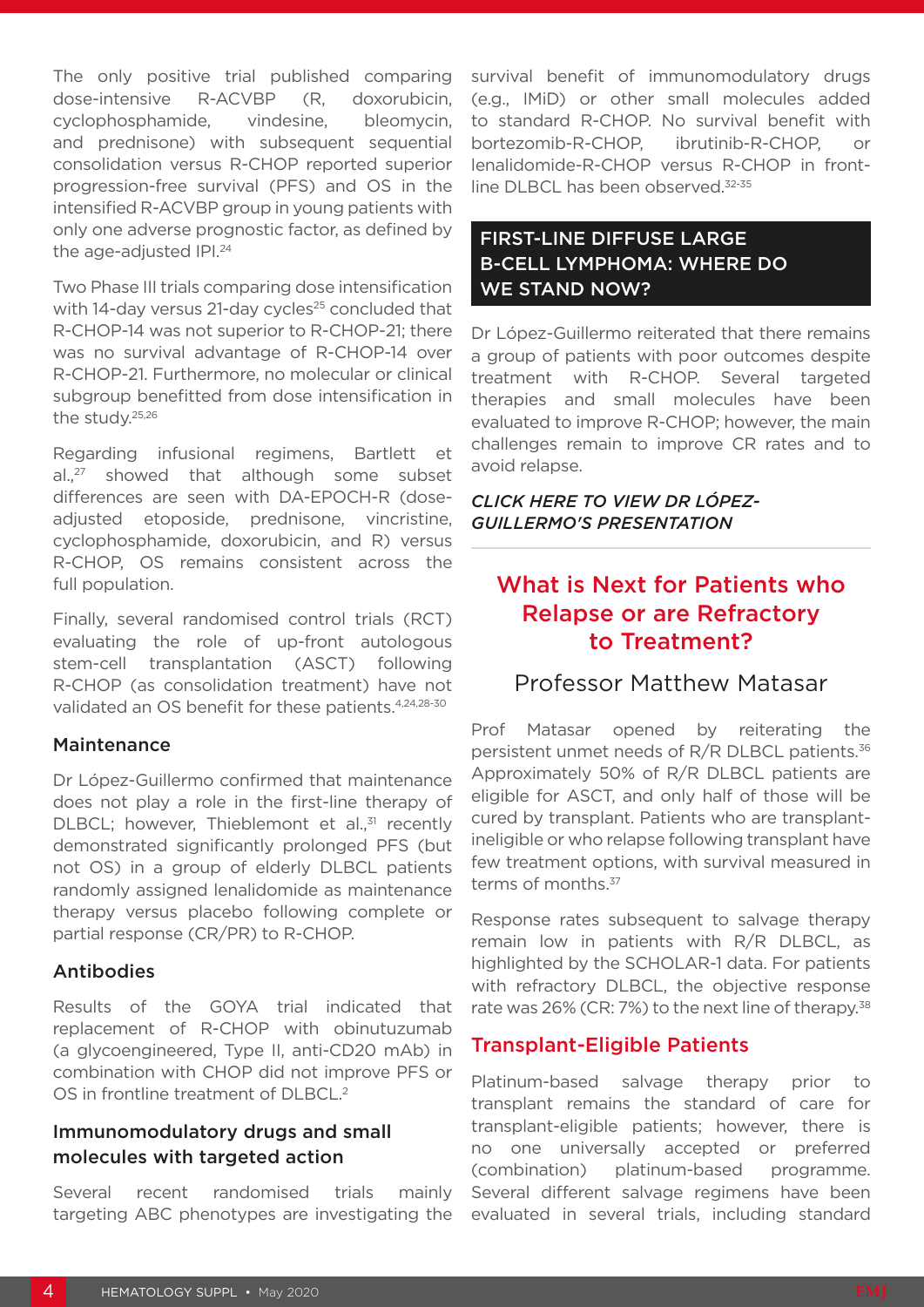The only positive trial published comparing dose-intensive R-ACVBP (R, doxorubicin, cyclophosphamide, vindesine, bleomycin, and prednisone) with subsequent sequential consolidation versus R-CHOP reported superior progression-free survival (PFS) and OS in the intensified R-ACVBP group in young patients with only one adverse prognostic factor, as defined by the age-adjusted IPI.[24]

Two Phase III trials comparing dose intensification with 14-day versus 21-day cycles[25] concluded that R-CHOP-14 was not superior to R-CHOP-21; there was no survival advantage of R-CHOP-14 over R-CHOP-21. Furthermore, no molecular or clinical subgroup benefitted from dose intensification in the study.[25,26]

Regarding infusional regimens, Bartlett et al.,[27] showed that although some subset differences are seen with DA-EPOCH-R (dose-adjusted etoposide, prednisone, vincristine, cyclophosphamide, doxorubicin, and R) versus R-CHOP, OS remains consistent across the full population.

Finally, several randomised control trials (RCT) evaluating the role of up-front autologous stem-cell transplantation (ASCT) following R-CHOP (as consolidation treatment) have not validated an OS benefit for these patients.[4,24,28-30]

### Maintenance

Dr López-Guillermo confirmed that maintenance does not play a role in the first-line therapy of DLBCL; however, Thieblemont et al.,[31] recently demonstrated significantly prolonged PFS (but not OS) in a group of elderly DLBCL patients randomly assigned lenalidomide as maintenance therapy versus placebo following complete or partial response (CR/PR) to R-CHOP.

### Antibodies

Results of the GOYA trial indicated that replacement of R-CHOP with obinutuzumab (a glycoengineered, Type II, anti-CD20 mAb) in combination with CHOP did not improve PFS or OS in frontline treatment of DLBCL.[2]

### Immunomodulatory drugs and small molecules with targeted action

Several recent randomised trials mainly targeting ABC phenotypes are investigating the survival benefit of immunomodulatory drugs (e.g., IMiD) or other small molecules added to standard R-CHOP. No survival benefit with bortezomib-R-CHOP, ibrutinib-R-CHOP, or lenalidomide-R-CHOP versus R-CHOP in front-line DLBCL has been observed.[32-35]

## FIRST-LINE DIFFUSE LARGE B-CELL LYMPHOMA: WHERE DO WE STAND NOW?

Dr López-Guillermo reiterated that there remains a group of patients with poor outcomes despite treatment with R-CHOP. Several targeted therapies and small molecules have been evaluated to improve R-CHOP; however, the main challenges remain to improve CR rates and to avoid relapse.

***CLICK HERE TO VIEW DR LÓPEZ-GUILLERMO'S PRESENTATION***

# What is Next for Patients who Relapse or are Refractory to Treatment?

Professor Matthew Matasar

Prof Matasar opened by reiterating the persistent unmet needs of R/R DLBCL patients.[36] Approximately 50% of R/R DLBCL patients are eligible for ASCT, and only half of those will be cured by transplant. Patients who are transplant-ineligible or who relapse following transplant have few treatment options, with survival measured in terms of months.[37]

Response rates subsequent to salvage therapy remain low in patients with R/R DLBCL, as highlighted by the SCHOLAR-1 data. For patients with refractory DLBCL, the objective response rate was 26% (CR: 7%) to the next line of therapy.[38]

## Transplant-Eligible Patients

Platinum-based salvage therapy prior to transplant remains the standard of care for transplant-eligible patients; however, there is no one universally accepted or preferred (combination) platinum-based programme. Several different salvage regimens have been evaluated in several trials, including standard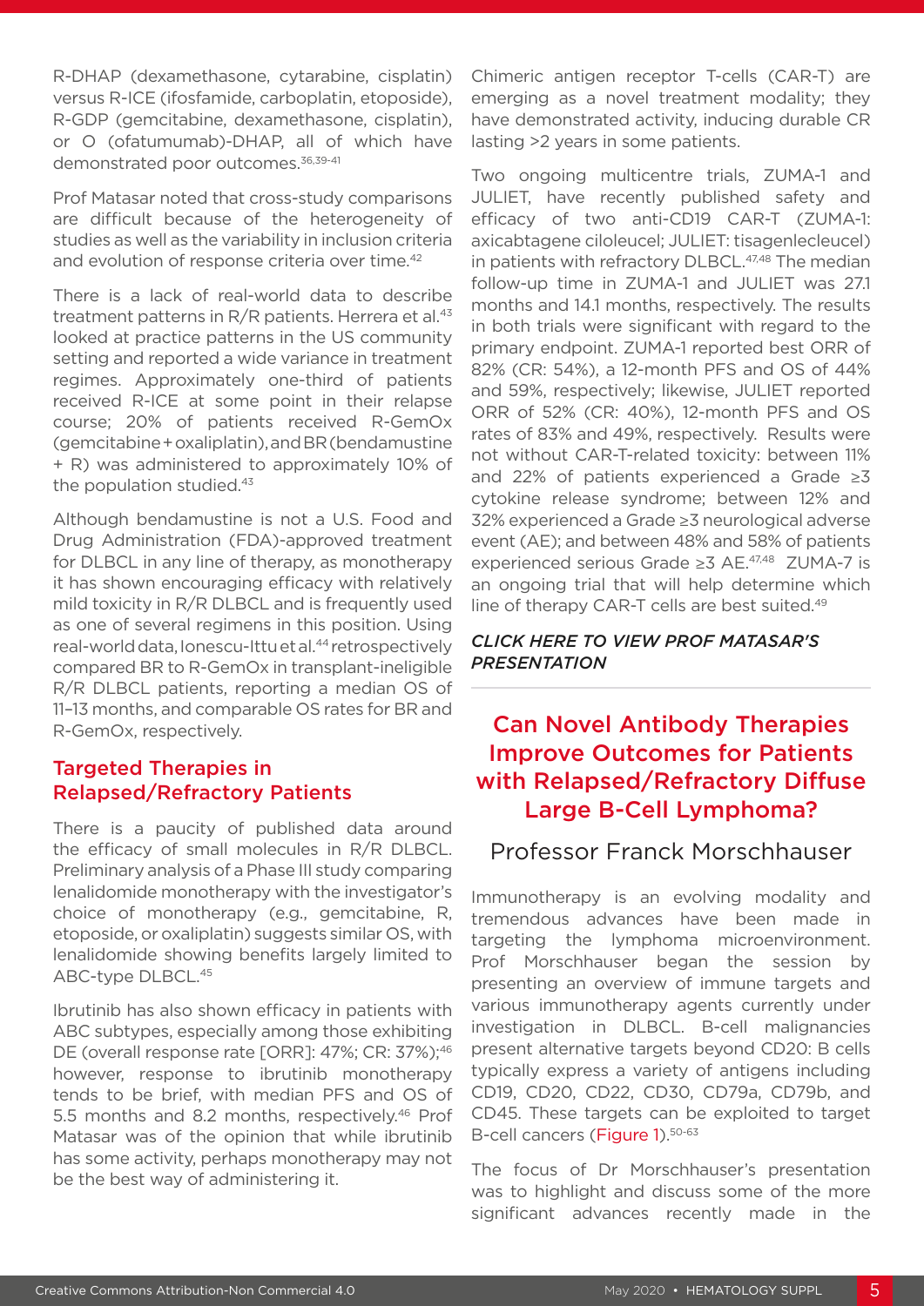R-DHAP (dexamethasone, cytarabine, cisplatin) versus R-ICE (ifosfamide, carboplatin, etoposide), R-GDP (gemcitabine, dexamethasone, cisplatin), or O (ofatumumab)-DHAP, all of which have demonstrated poor outcomes.[36,39-41]

Prof Matasar noted that cross-study comparisons are difficult because of the heterogeneity of studies as well as the variability in inclusion criteria and evolution of response criteria over time.[42]

There is a lack of real-world data to describe treatment patterns in R/R patients. Herrera et al.[43] looked at practice patterns in the US community setting and reported a wide variance in treatment regimes. Approximately one-third of patients received R-ICE at some point in their relapse course; 20% of patients received R-GemOx (gemcitabine+oxaliplatin), and BR (bendamustine + R) was administered to approximately 10% of the population studied.[43]

Although bendamustine is not a U.S. Food and Drug Administration (FDA)-approved treatment for DLBCL in any line of therapy, as monotherapy it has shown encouraging efficacy with relatively mild toxicity in R/R DLBCL and is frequently used as one of several regimens in this position. Using real-world data, Ionescu-Ittu et al.[44] retrospectively compared BR to R-GemOx in transplant-ineligible R/R DLBCL patients, reporting a median OS of 11–13 months, and comparable OS rates for BR and R-GemOx, respectively.

## Targeted Therapies in Relapsed/Refractory Patients

There is a paucity of published data around the efficacy of small molecules in R/R DLBCL. Preliminary analysis of a Phase III study comparing lenalidomide monotherapy with the investigator's choice of monotherapy (e.g., gemcitabine, R, etoposide, or oxaliplatin) suggests similar OS, with lenalidomide showing benefits largely limited to ABC-type DLBCL.[45]

Ibrutinib has also shown efficacy in patients with ABC subtypes, especially among those exhibiting DE (overall response rate [ORR]: 47%; CR: 37%);[46] however, response to ibrutinib monotherapy tends to be brief, with median PFS and OS of 5.5 months and 8.2 months, respectively.[46] Prof Matasar was of the opinion that while ibrutinib has some activity, perhaps monotherapy may not be the best way of administering it.

Chimeric antigen receptor T-cells (CAR-T) are emerging as a novel treatment modality; they have demonstrated activity, inducing durable CR lasting >2 years in some patients.

Two ongoing multicentre trials, ZUMA-1 and JULIET, have recently published safety and efficacy of two anti-CD19 CAR-T (ZUMA-1: axicabtagene ciloleucel; JULIET: tisagenlecleucel) in patients with refractory DLBCL.[47,48] The median follow-up time in ZUMA-1 and JULIET was 27.1 months and 14.1 months, respectively. The results in both trials were significant with regard to the primary endpoint. ZUMA-1 reported best ORR of 82% (CR: 54%), a 12-month PFS and OS of 44% and 59%, respectively; likewise, JULIET reported ORR of 52% (CR: 40%), 12-month PFS and OS rates of 83% and 49%, respectively. Results were not without CAR-T-related toxicity: between 11% and 22% of patients experienced a Grade ≥3 cytokine release syndrome; between 12% and 32% experienced a Grade ≥3 neurological adverse event (AE); and between 48% and 58% of patients experienced serious Grade ≥3 AE.[47,48] ZUMA-7 is an ongoing trial that will help determine which line of therapy CAR-T cells are best suited.[49]

*CLICK HERE TO VIEW PROF MATASAR'S PRESENTATION*

## Can Novel Antibody Therapies Improve Outcomes for Patients with Relapsed/Refractory Diffuse Large B-Cell Lymphoma?

### Professor Franck Morschhauser

Immunotherapy is an evolving modality and tremendous advances have been made in targeting the lymphoma microenvironment. Prof Morschhauser began the session by presenting an overview of immune targets and various immunotherapy agents currently under investigation in DLBCL. B-cell malignancies present alternative targets beyond CD20: B cells typically express a variety of antigens including CD19, CD20, CD22, CD30, CD79a, CD79b, and CD45. These targets can be exploited to target B-cell cancers (Figure 1).[50-63]

The focus of Dr Morschhauser's presentation was to highlight and discuss some of the more significant advances recently made in the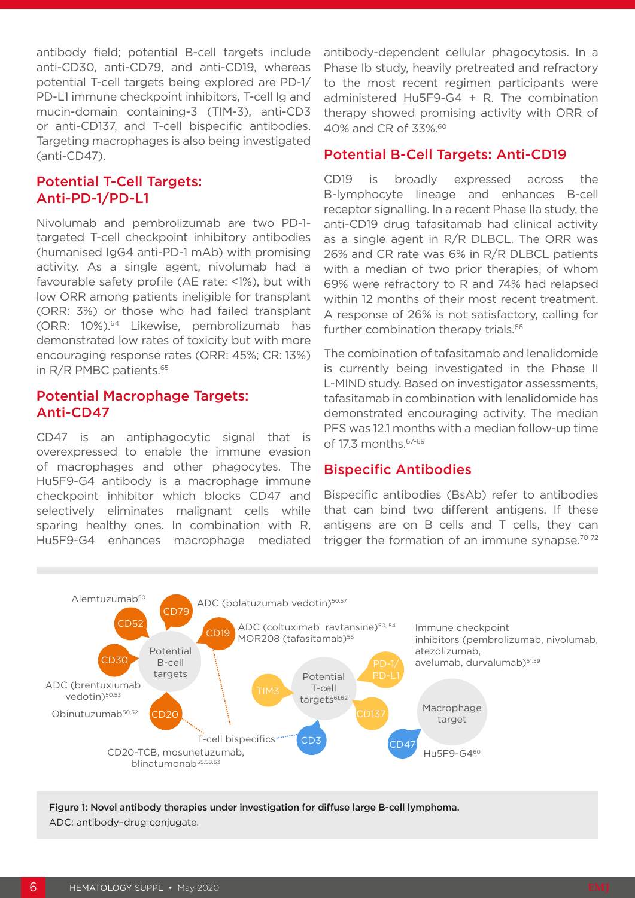antibody field; potential B-cell targets include anti-CD30, anti-CD79, and anti-CD19, whereas potential T-cell targets being explored are PD-1/PD-L1 immune checkpoint inhibitors, T-cell Ig and mucin-domain containing-3 (TIM-3), anti-CD3 or anti-CD137, and T-cell bispecific antibodies. Targeting macrophages is also being investigated (anti-CD47).

## Potential T-Cell Targets: Anti-PD-1/PD-L1

Nivolumab and pembrolizumab are two PD-1-targeted T-cell checkpoint inhibitory antibodies (humanised IgG4 anti-PD-1 mAb) with promising activity. As a single agent, nivolumab had a favourable safety profile (AE rate: <1%), but with low ORR among patients ineligible for transplant (ORR: 3%) or those who had failed transplant (ORR: 10%).[64] Likewise, pembrolizumab has demonstrated low rates of toxicity but with more encouraging response rates (ORR: 45%; CR: 13%) in R/R PMBC patients.[65]

## Potential Macrophage Targets: Anti-CD47

CD47 is an antiphagocytic signal that is overexpressed to enable the immune evasion of macrophages and other phagocytes. The Hu5F9-G4 antibody is a macrophage immune checkpoint inhibitor which blocks CD47 and selectively eliminates malignant cells while sparing healthy ones. In combination with R, Hu5F9-G4 enhances macrophage mediated antibody-dependent cellular phagocytosis. In a Phase Ib study, heavily pretreated and refractory to the most recent regimen participants were administered Hu5F9-G4 + R. The combination therapy showed promising activity with ORR of 40% and CR of 33%.[60]

## Potential B-Cell Targets: Anti-CD19

CD19 is broadly expressed across the B-lymphocyte lineage and enhances B-cell receptor signalling. In a recent Phase IIa study, the anti-CD19 drug tafasitamab had clinical activity as a single agent in R/R DLBCL. The ORR was 26% and CR rate was 6% in R/R DLBCL patients with a median of two prior therapies, of whom 69% were refractory to R and 74% had relapsed within 12 months of their most recent treatment. A response of 26% is not satisfactory, calling for further combination therapy trials.[66]

The combination of tafasitamab and lenalidomide is currently being investigated in the Phase II L-MIND study. Based on investigator assessments, tafasitamab in combination with lenalidomide has demonstrated encouraging activity. The median PFS was 12.1 months with a median follow-up time of 17.3 months.[67-69]

## Bispecific Antibodies

Bispecific antibodies (BsAb) refer to antibodies that can bind two different antigens. If these antigens are on B cells and T cells, they can trigger the formation of an immune synapse.[70-72]

**Figure 1: Novel antibody therapies under investigation for diffuse large B-cell lymphoma.**
ADC: antibody–drug conjugate.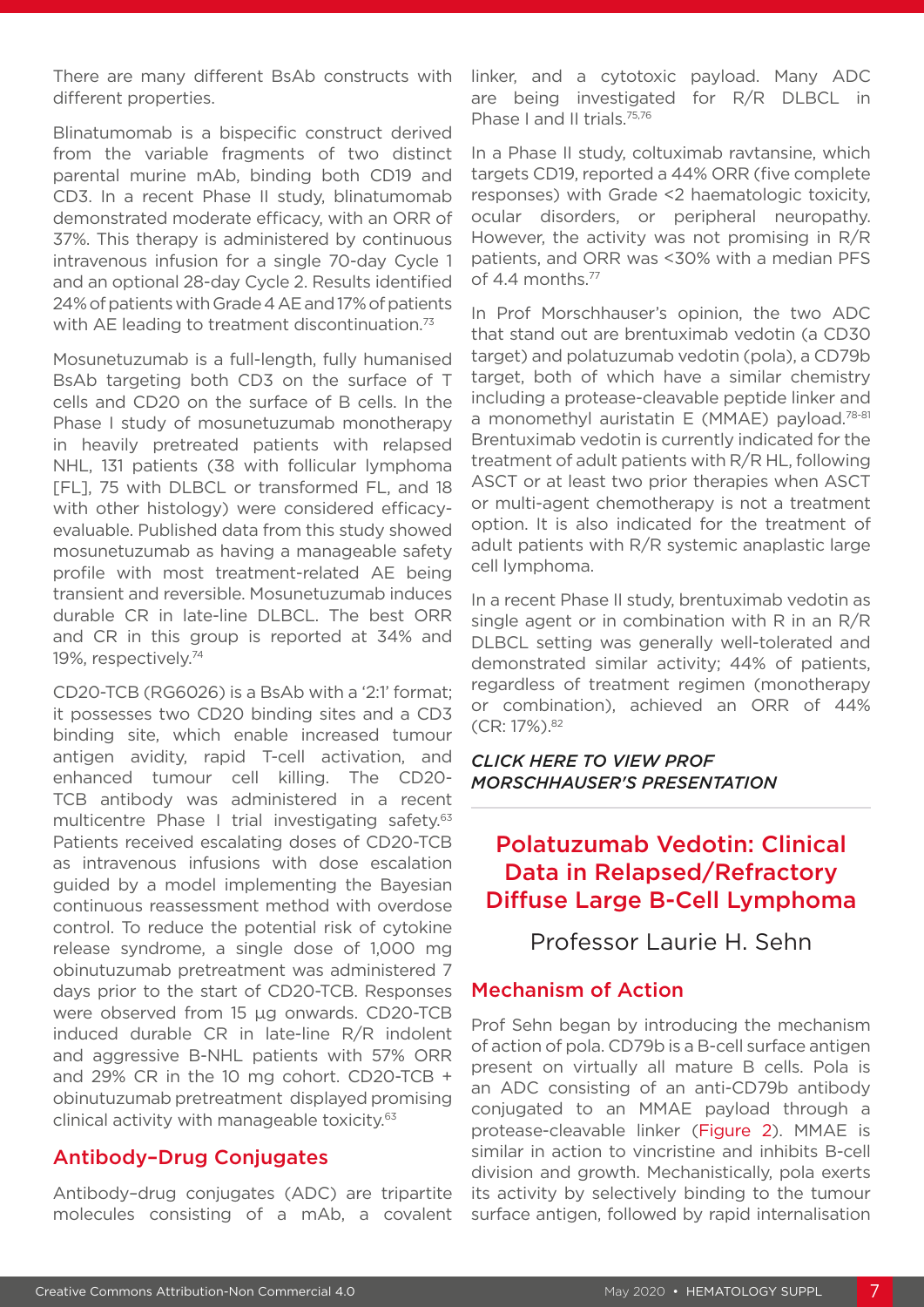There are many different BsAb constructs with different properties.

Blinatumomab is a bispecific construct derived from the variable fragments of two distinct parental murine mAb, binding both CD19 and CD3. In a recent Phase II study, blinatumomab demonstrated moderate efficacy, with an ORR of 37%. This therapy is administered by continuous intravenous infusion for a single 70-day Cycle 1 and an optional 28-day Cycle 2. Results identified 24% of patients with Grade 4 AE and 17% of patients with AE leading to treatment discontinuation.[73]

Mosunetuzumab is a full-length, fully humanised BsAb targeting both CD3 on the surface of T cells and CD20 on the surface of B cells. In the Phase I study of mosunetuzumab monotherapy in heavily pretreated patients with relapsed NHL, 131 patients (38 with follicular lymphoma [FL], 75 with DLBCL or transformed FL, and 18 with other histology) were considered efficacy-evaluable. Published data from this study showed mosunetuzumab as having a manageable safety profile with most treatment-related AE being transient and reversible. Mosunetuzumab induces durable CR in late-line DLBCL. The best ORR and CR in this group is reported at 34% and 19%, respectively.[74]

CD20-TCB (RG6026) is a BsAb with a '2:1' format; it possesses two CD20 binding sites and a CD3 binding site, which enable increased tumour antigen avidity, rapid T-cell activation, and enhanced tumour cell killing. The CD20-TCB antibody was administered in a recent multicentre Phase I trial investigating safety.[63] Patients received escalating doses of CD20-TCB as intravenous infusions with dose escalation guided by a model implementing the Bayesian continuous reassessment method with overdose control. To reduce the potential risk of cytokine release syndrome, a single dose of 1,000 mg obinutuzumab pretreatment was administered 7 days prior to the start of CD20-TCB. Responses were observed from 15 µg onwards. CD20-TCB induced durable CR in late-line R/R indolent and aggressive B-NHL patients with 57% ORR and 29% CR in the 10 mg cohort. CD20-TCB + obinutuzumab pretreatment displayed promising clinical activity with manageable toxicity.[63]

## Antibody–Drug Conjugates

Antibody–drug conjugates (ADC) are tripartite molecules consisting of a mAb, a covalent linker, and a cytotoxic payload. Many ADC are being investigated for R/R DLBCL in Phase I and II trials.[75,76]

In a Phase II study, coltuximab ravtansine, which targets CD19, reported a 44% ORR (five complete responses) with Grade <2 haematologic toxicity, ocular disorders, or peripheral neuropathy. However, the activity was not promising in R/R patients, and ORR was <30% with a median PFS of 4.4 months.[77]

In Prof Morschhauser's opinion, the two ADC that stand out are brentuximab vedotin (a CD30 target) and polatuzumab vedotin (pola), a CD79b target, both of which have a similar chemistry including a protease-cleavable peptide linker and a monomethyl auristatin E (MMAE) payload.[78-81] Brentuximab vedotin is currently indicated for the treatment of adult patients with R/R HL, following ASCT or at least two prior therapies when ASCT or multi-agent chemotherapy is not a treatment option. It is also indicated for the treatment of adult patients with R/R systemic anaplastic large cell lymphoma.

In a recent Phase II study, brentuximab vedotin as single agent or in combination with R in an R/R DLBCL setting was generally well-tolerated and demonstrated similar activity; 44% of patients, regardless of treatment regimen (monotherapy or combination), achieved an ORR of 44% (CR: 17%).[82]

*CLICK HERE TO VIEW PROF MORSCHHAUSER'S PRESENTATION*

# Polatuzumab Vedotin: Clinical Data in Relapsed/Refractory Diffuse Large B-Cell Lymphoma

Professor Laurie H. Sehn

## Mechanism of Action

Prof Sehn began by introducing the mechanism of action of pola. CD79b is a B-cell surface antigen present on virtually all mature B cells. Pola is an ADC consisting of an anti-CD79b antibody conjugated to an MMAE payload through a protease-cleavable linker (Figure 2). MMAE is similar in action to vincristine and inhibits B-cell division and growth. Mechanistically, pola exerts its activity by selectively binding to the tumour surface antigen, followed by rapid internalisation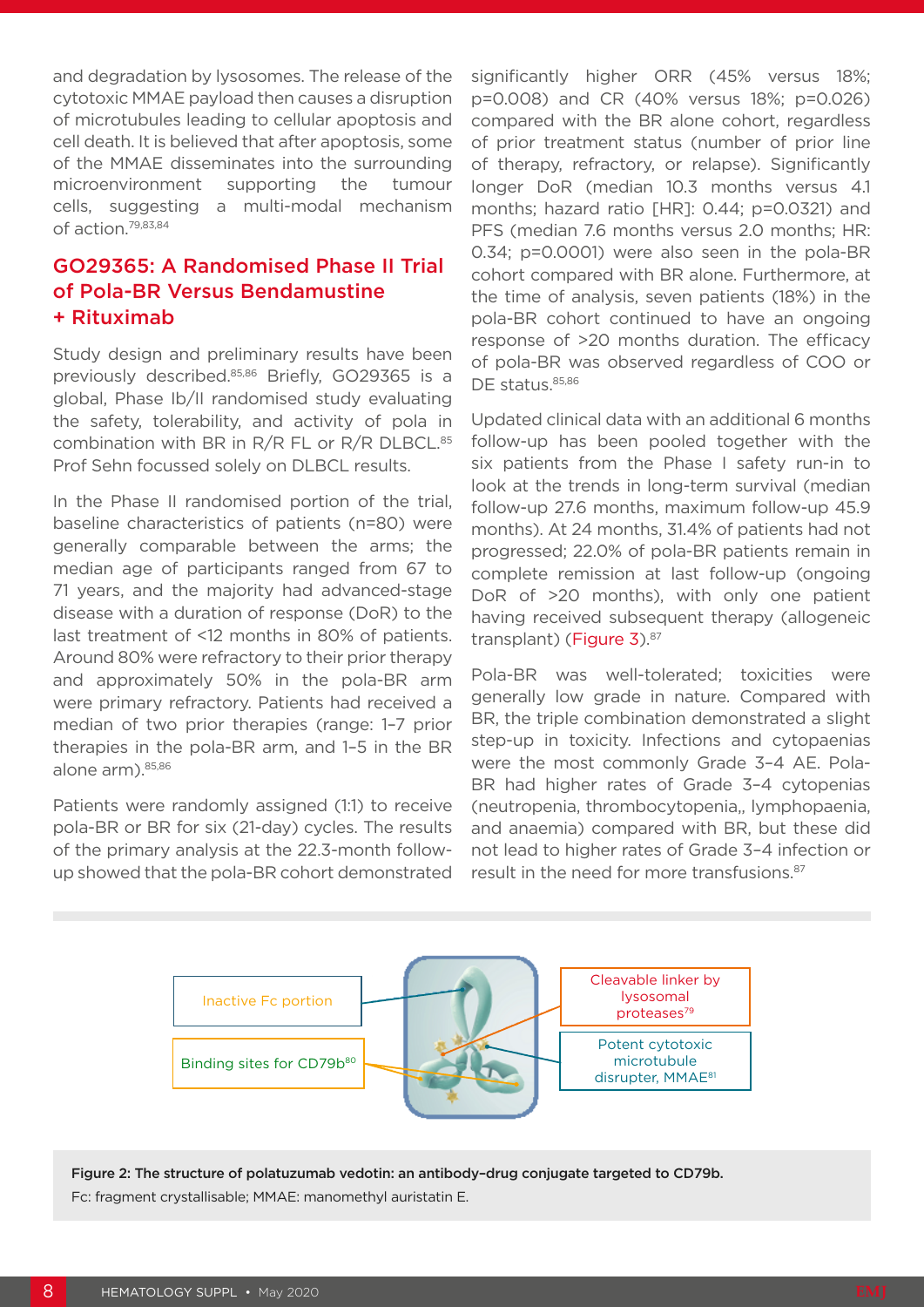and degradation by lysosomes. The release of the cytotoxic MMAE payload then causes a disruption of microtubules leading to cellular apoptosis and cell death. It is believed that after apoptosis, some of the MMAE disseminates into the surrounding microenvironment supporting the tumour cells, suggesting a multi-modal mechanism of action.[79,83,84]

## GO29365: A Randomised Phase II Trial of Pola-BR Versus Bendamustine + Rituximab

Study design and preliminary results have been previously described.[85,86] Briefly, GO29365 is a global, Phase Ib/II randomised study evaluating the safety, tolerability, and activity of pola in combination with BR in R/R FL or R/R DLBCL.[85] Prof Sehn focussed solely on DLBCL results.

In the Phase II randomised portion of the trial, baseline characteristics of patients (n=80) were generally comparable between the arms; the median age of participants ranged from 67 to 71 years, and the majority had advanced-stage disease with a duration of response (DoR) to the last treatment of <12 months in 80% of patients. Around 80% were refractory to their prior therapy and approximately 50% in the pola-BR arm were primary refractory. Patients had received a median of two prior therapies (range: 1–7 prior therapies in the pola-BR arm, and 1–5 in the BR alone arm).[85,86]

Patients were randomly assigned (1:1) to receive pola-BR or BR for six (21-day) cycles. The results of the primary analysis at the 22.3-month follow-up showed that the pola-BR cohort demonstrated significantly higher ORR (45% versus 18%; p=0.008) and CR (40% versus 18%; p=0.026) compared with the BR alone cohort, regardless of prior treatment status (number of prior line of therapy, refractory, or relapse). Significantly longer DoR (median 10.3 months versus 4.1 months; hazard ratio [HR]: 0.44; p=0.0321) and PFS (median 7.6 months versus 2.0 months; HR: 0.34; p=0.0001) were also seen in the pola-BR cohort compared with BR alone. Furthermore, at the time of analysis, seven patients (18%) in the pola-BR cohort continued to have an ongoing response of >20 months duration. The efficacy of pola-BR was observed regardless of COO or DE status.[85,86]

Updated clinical data with an additional 6 months follow-up has been pooled together with the six patients from the Phase I safety run-in to look at the trends in long-term survival (median follow-up 27.6 months, maximum follow-up 45.9 months). At 24 months, 31.4% of patients had not progressed; 22.0% of pola-BR patients remain in complete remission at last follow-up (ongoing DoR of >20 months), with only one patient having received subsequent therapy (allogeneic transplant) (Figure 3).[87]

Pola-BR was well-tolerated; toxicities were generally low grade in nature. Compared with BR, the triple combination demonstrated a slight step-up in toxicity. Infections and cytopaenias were the most commonly Grade 3–4 AE. Pola-BR had higher rates of Grade 3–4 cytopenias (neutropenia, thrombocytopenia,, lymphopaenia, and anaemia) compared with BR, but these did not lead to higher rates of Grade 3–4 infection or result in the need for more transfusions.[87]

Inactive Fc portion

Binding sites for CD79b[80]

Cleavable linker by lysosomal proteases[79]

Potent cytotoxic microtubule disrupter, MMAE[81]

**Figure 2: The structure of polatuzumab vedotin: an antibody–drug conjugate targeted to CD79b.**
Fc: fragment crystallisable; MMAE: manomethyl auristatin E.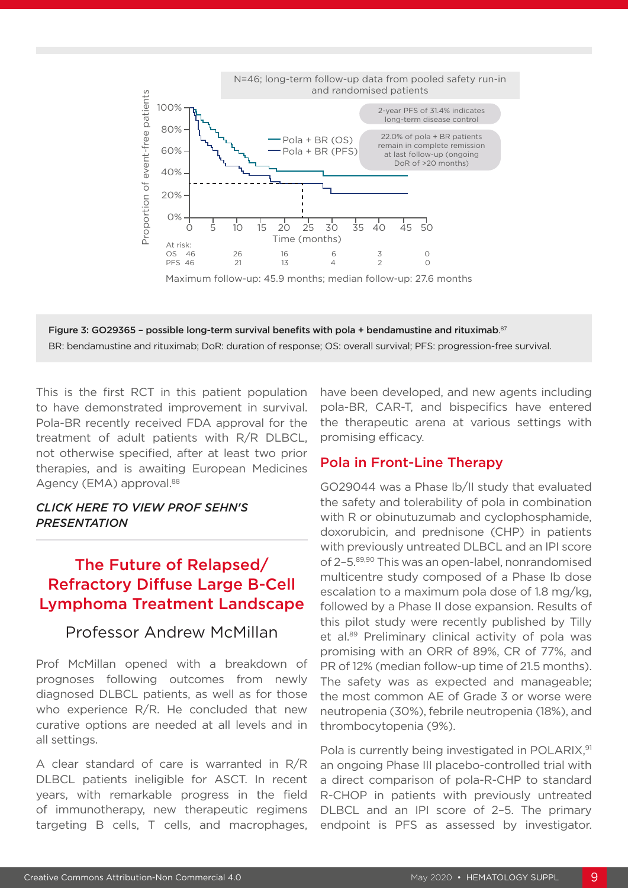N=46; long-term follow-up data from pooled safety run-in and randomised patients

2-year PFS of 31.4% indicates long-term disease control

22.0% of pola + BR patients remain in complete remission at last follow-up (ongoing DoR of >20 months)

Pola + BR (OS)
Pola + BR (PFS)

Proportion of event-free patients

Time (months)

At risk:

| | 0 | 10 | 20 | 30 | 40 | 50 |
|---|---|---|---|---|---|---|
| OS | 46 | 26 | 16 | 6 | 3 | 0 |
| PFS | 46 | 21 | 13 | 4 | 2 | 0 |

Maximum follow-up: 45.9 months; median follow-up: 27.6 months

**Figure 3: GO29365 – possible long-term survival benefits with pola + bendamustine and rituximab.**[87]
BR: bendamustine and rituximab; DoR: duration of response; OS: overall survival; PFS: progression-free survival.

This is the first RCT in this patient population to have demonstrated improvement in survival. Pola-BR recently received FDA approval for the treatment of adult patients with R/R DLBCL, not otherwise specified, after at least two prior therapies, and is awaiting European Medicines Agency (EMA) approval.[88]

***CLICK HERE TO VIEW PROF SEHN'S PRESENTATION***

## The Future of Relapsed/Refractory Diffuse Large B-Cell Lymphoma Treatment Landscape

### Professor Andrew McMillan

Prof McMillan opened with a breakdown of prognoses following outcomes from newly diagnosed DLBCL patients, as well as for those who experience R/R. He concluded that new curative options are needed at all levels and in all settings.

A clear standard of care is warranted in R/R DLBCL patients ineligible for ASCT. In recent years, with remarkable progress in the field of immunotherapy, new therapeutic regimens targeting B cells, T cells, and macrophages, have been developed, and new agents including pola-BR, CAR-T, and bispecifics have entered the therapeutic arena at various settings with promising efficacy.

### Pola in Front-Line Therapy

GO29044 was a Phase Ib/II study that evaluated the safety and tolerability of pola in combination with R or obinutuzumab and cyclophosphamide, doxorubicin, and prednisone (CHP) in patients with previously untreated DLBCL and an IPI score of 2–5.[89,90] This was an open-label, nonrandomised multicentre study composed of a Phase Ib dose escalation to a maximum pola dose of 1.8 mg/kg, followed by a Phase II dose expansion. Results of this pilot study were recently published by Tilly et al.[89] Preliminary clinical activity of pola was promising with an ORR of 89%, CR of 77%, and PR of 12% (median follow-up time of 21.5 months). The safety was as expected and manageable; the most common AE of Grade 3 or worse were neutropenia (30%), febrile neutropenia (18%), and thrombocytopenia (9%).

Pola is currently being investigated in POLARIX,[91] an ongoing Phase III placebo-controlled trial with a direct comparison of pola-R-CHP to standard R-CHOP in patients with previously untreated DLBCL and an IPI score of 2–5. The primary endpoint is PFS as assessed by investigator.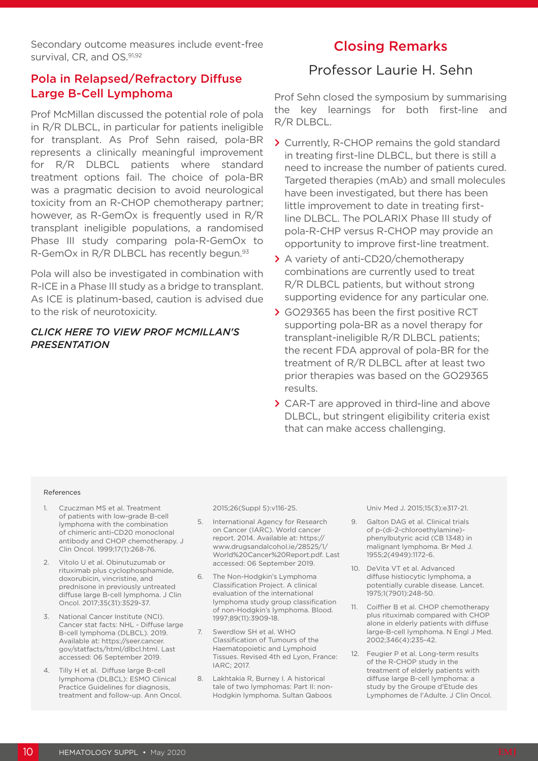Secondary outcome measures include event-free survival, CR, and OS.[91,92]

## Pola in Relapsed/Refractory Diffuse Large B-Cell Lymphoma

Prof McMillan discussed the potential role of pola in R/R DLBCL, in particular for patients ineligible for transplant. As Prof Sehn raised, pola-BR represents a clinically meaningful improvement for R/R DLBCL patients where standard treatment options fail. The choice of pola-BR was a pragmatic decision to avoid neurological toxicity from an R-CHOP chemotherapy partner; however, as R-GemOx is frequently used in R/R transplant ineligible populations, a randomised Phase III study comparing pola-R-GemOx to R-GemOx in R/R DLBCL has recently begun.[93]

Pola will also be investigated in combination with R-ICE in a Phase III study as a bridge to transplant. As ICE is platinum-based, caution is advised due to the risk of neurotoxicity.

*CLICK HERE TO VIEW PROF MCMILLAN'S PRESENTATION*

## Closing Remarks

### Professor Laurie H. Sehn

Prof Sehn closed the symposium by summarising the key learnings for both first-line and R/R DLBCL.

- Currently, R-CHOP remains the gold standard in treating first-line DLBCL, but there is still a need to increase the number of patients cured. Targeted therapies (mAb) and small molecules have been investigated, but there has been little improvement to date in treating first-line DLBCL. The POLARIX Phase III study of pola-R-CHP versus R-CHOP may provide an opportunity to improve first-line treatment.
- A variety of anti-CD20/chemotherapy combinations are currently used to treat R/R DLBCL patients, but without strong supporting evidence for any particular one.
- GO29365 has been the first positive RCT supporting pola-BR as a novel therapy for transplant-ineligible R/R DLBCL patients; the recent FDA approval of pola-BR for the treatment of R/R DLBCL after at least two prior therapies was based on the GO29365 results.
- CAR-T are approved in third-line and above DLBCL, but stringent eligibility criteria exist that can make access challenging.

References

1. Czuczman MS et al. Treatment of patients with low-grade B-cell lymphoma with the combination of chimeric anti-CD20 monoclonal antibody and CHOP chemotherapy. J Clin Oncol. 1999;17(1):268-76.
2. Vitolo U et al. Obinutuzumab or rituximab plus cyclophosphamide, doxorubicin, vincristine, and prednisone in previously untreated diffuse large B-cell lymphoma. J Clin Oncol. 2017;35(31):3529-37.
3. National Cancer Institute (NCI). Cancer stat facts: NHL - Diffuse large B-cell lymphoma (DLBCL). 2019. Available at: https://seer.cancer.gov/statfacts/html/dlbcl.html. Last accessed: 06 September 2019.
4. Tilly H et al. Diffuse large B-cell lymphoma (DLBCL): ESMO Clinical Practice Guidelines for diagnosis, treatment and follow-up. Ann Oncol. 2015;26(Suppl 5):v116-25.
5. International Agency for Research on Cancer (IARC). World cancer report. 2014. Available at: https://www.drugsandalcohol.ie/28525/1/World%20Cancer%20Report.pdf. Last accessed: 06 September 2019.
6. The Non-Hodgkin's Lymphoma Classification Project. A clinical evaluation of the international lymphoma study group classification of non-Hodgkin's lymphoma. Blood. 1997;89(11):3909-18.
7. Swerdlow SH et al. WHO Classification of Tumours of the Haematopoietic and Lymphoid Tissues. Revised 4th ed Lyon, France: IARC; 2017.
8. Lakhtakia R, Burney I. A historical tale of two lymphomas: Part II: non-Hodgkin lymphoma. Sultan Qaboos Univ Med J. 2015;15(3):e317-21.
9. Galton DAG et al. Clinical trials of p-(di-2-chloroethylamine)-phenylbutyric acid (CB 1348) in malignant lymphoma. Br Med J. 1955;2(4949):1172-6.
10. DeVita VT et al. Advanced diffuse histiocytic lymphoma, a potentially curable disease. Lancet. 1975;1(7901):248-50.
11. Coiffier B et al. CHOP chemotherapy plus rituximab compared with CHOP alone in elderly patients with diffuse large-B-cell lymphoma. N Engl J Med. 2002;346(4):235-42.
12. Feugier P et al. Long-term results of the R-CHOP study in the treatment of elderly patients with diffuse large B-cell lymphoma: a study by the Groupe d'Etude des Lymphomes de l'Adulte. J Clin Oncol.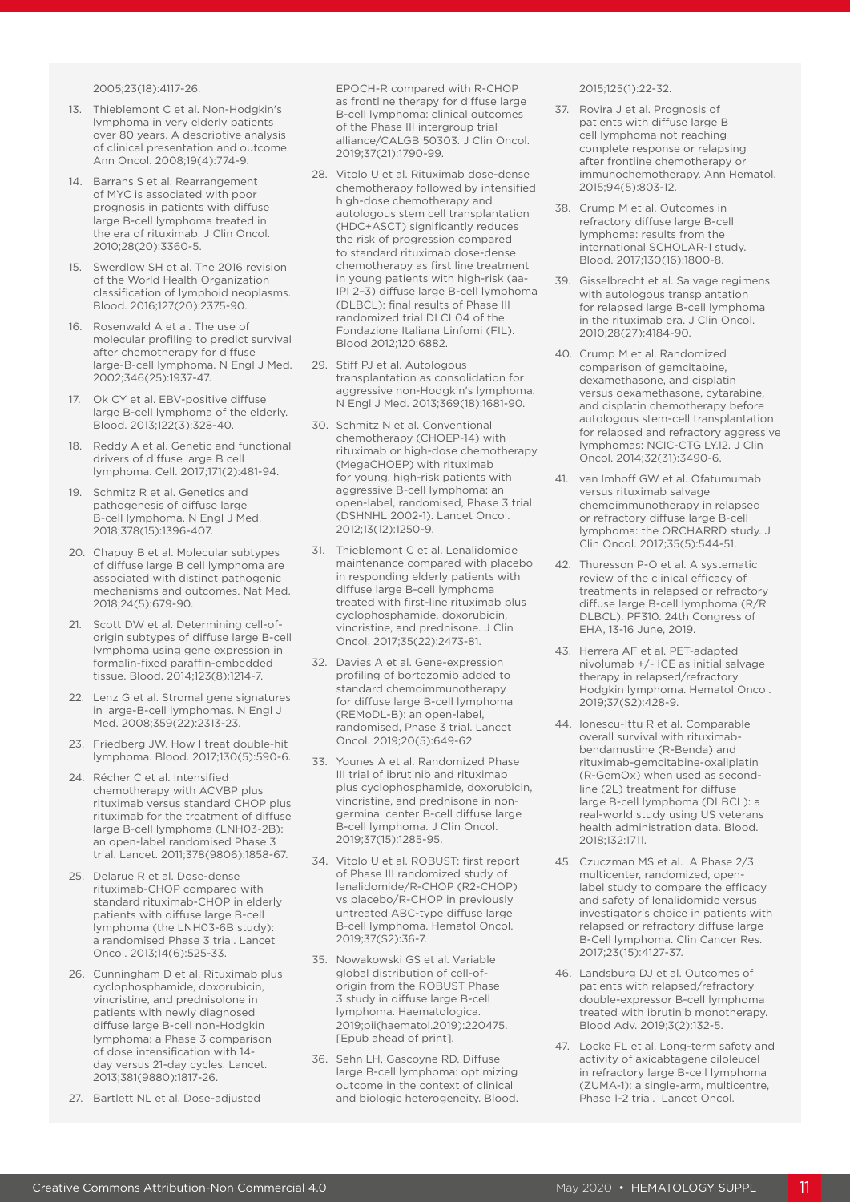2005;23(18):4117-26.

13. Thieblemont C et al. Non-Hodgkin's lymphoma in very elderly patients over 80 years. A descriptive analysis of clinical presentation and outcome. Ann Oncol. 2008;19(4):774-9.
14. Barrans S et al. Rearrangement of MYC is associated with poor prognosis in patients with diffuse large B-cell lymphoma treated in the era of rituximab. J Clin Oncol. 2010;28(20):3360-5.
15. Swerdlow SH et al. The 2016 revision of the World Health Organization classification of lymphoid neoplasms. Blood. 2016;127(20):2375-90.
16. Rosenwald A et al. The use of molecular profiling to predict survival after chemotherapy for diffuse large-B-cell lymphoma. N Engl J Med. 2002;346(25):1937-47.
17. Ok CY et al. EBV-positive diffuse large B-cell lymphoma of the elderly. Blood. 2013;122(3):328-40.
18. Reddy A et al. Genetic and functional drivers of diffuse large B cell lymphoma. Cell. 2017;171(2):481-94.
19. Schmitz R et al. Genetics and pathogenesis of diffuse large B-cell lymphoma. N Engl J Med. 2018;378(15):1396-407.
20. Chapuy B et al. Molecular subtypes of diffuse large B cell lymphoma are associated with distinct pathogenic mechanisms and outcomes. Nat Med. 2018;24(5):679-90.
21. Scott DW et al. Determining cell-of-origin subtypes of diffuse large B-cell lymphoma using gene expression in formalin-fixed paraffin-embedded tissue. Blood. 2014;123(8):1214-7.
22. Lenz G et al. Stromal gene signatures in large-B-cell lymphomas. N Engl J Med. 2008;359(22):2313-23.
23. Friedberg JW. How I treat double-hit lymphoma. Blood. 2017;130(5):590-6.
24. Récher C et al. Intensified chemotherapy with ACVBP plus rituximab versus standard CHOP plus rituximab for the treatment of diffuse large B-cell lymphoma (LNH03-2B): an open-label randomised Phase 3 trial. Lancet. 2011;378(9806):1858-67.
25. Delarue R et al. Dose-dense rituximab-CHOP compared with standard rituximab-CHOP in elderly patients with diffuse large B-cell lymphoma (the LNH03-6B study): a randomised Phase 3 trial. Lancet Oncol. 2013;14(6):525-33.
26. Cunningham D et al. Rituximab plus cyclophosphamide, doxorubicin, vincristine, and prednisolone in patients with newly diagnosed diffuse large B-cell non-Hodgkin lymphoma: a Phase 3 comparison of dose intensification with 14-day versus 21-day cycles. Lancet. 2013;381(9880):1817-26.
27. Bartlett NL et al. Dose-adjusted EPOCH-R compared with R-CHOP as frontline therapy for diffuse large B-cell lymphoma: clinical outcomes of the Phase III intergroup trial alliance/CALGB 50303. J Clin Oncol. 2019;37(21):1790-99.
28. Vitolo U et al. Rituximab dose-dense chemotherapy followed by intensified high-dose chemotherapy and autologous stem cell transplantation (HDC+ASCT) significantly reduces the risk of progression compared to standard rituximab dose-dense chemotherapy as first line treatment in young patients with high-risk (aa-IPI 2–3) diffuse large B-cell lymphoma (DLBCL): final results of Phase III randomized trial DLCL04 of the Fondazione Italiana Linfomi (FIL). Blood 2012;120:6882.
29. Stiff PJ et al. Autologous transplantation as consolidation for aggressive non-Hodgkin's lymphoma. N Engl J Med. 2013;369(18):1681-90.
30. Schmitz N et al. Conventional chemotherapy (CHOEP-14) with rituximab or high-dose chemotherapy (MegaCHOEP) with rituximab for young, high-risk patients with aggressive B-cell lymphoma: an open-label, randomised, Phase 3 trial (DSHNHL 2002-1). Lancet Oncol. 2012;13(12):1250-9.
31. Thieblemont C et al. Lenalidomide maintenance compared with placebo in responding elderly patients with diffuse large B-cell lymphoma treated with first-line rituximab plus cyclophosphamide, doxorubicin, vincristine, and prednisone. J Clin Oncol. 2017;35(22):2473-81.
32. Davies A et al. Gene-expression profiling of bortezomib added to standard chemoimmunotherapy for diffuse large B-cell lymphoma (REMoDL-B): an open-label, randomised, Phase 3 trial. Lancet Oncol. 2019;20(5):649-62
33. Younes A et al. Randomized Phase III trial of ibrutinib and rituximab plus cyclophosphamide, doxorubicin, vincristine, and prednisone in non-germinal center B-cell diffuse large B-cell lymphoma. J Clin Oncol. 2019;37(15):1285-95.
34. Vitolo U et al. ROBUST: first report of Phase III randomized study of lenalidomide/R-CHOP (R2-CHOP) vs placebo/R-CHOP in previously untreated ABC-type diffuse large B-cell lymphoma. Hematol Oncol. 2019;37(S2):36-7.
35. Nowakowski GS et al. Variable global distribution of cell-of-origin from the ROBUST Phase 3 study in diffuse large B-cell lymphoma. Haematologica. 2019;pii(haematol.2019):220475. [Epub ahead of print].
36. Sehn LH, Gascoyne RD. Diffuse large B-cell lymphoma: optimizing outcome in the context of clinical and biologic heterogeneity. Blood. 2015;125(1):22-32.
37. Rovira J et al. Prognosis of patients with diffuse large B cell lymphoma not reaching complete response or relapsing after frontline chemotherapy or immunochemotherapy. Ann Hematol. 2015;94(5):803-12.
38. Crump M et al. Outcomes in refractory diffuse large B-cell lymphoma: results from the international SCHOLAR-1 study. Blood. 2017;130(16):1800-8.
39. Gisselbrecht et al. Salvage regimens with autologous transplantation for relapsed large B-cell lymphoma in the rituximab era. J Clin Oncol. 2010;28(27):4184-90.
40. Crump M et al. Randomized comparison of gemcitabine, dexamethasone, and cisplatin versus dexamethasone, cytarabine, and cisplatin chemotherapy before autologous stem-cell transplantation for relapsed and refractory aggressive lymphomas: NCIC-CTG LY.12. J Clin Oncol. 2014;32(31):3490-6.
41. van Imhoff GW et al. Ofatumumab versus rituximab salvage chemoimmunotherapy in relapsed or refractory diffuse large B-cell lymphoma: the ORCHARRD study. J Clin Oncol. 2017;35(5):544-51.
42. Thuresson P-O et al. A systematic review of the clinical efficacy of treatments in relapsed or refractory diffuse large B-cell lymphoma (R/R DLBCL). PF310. 24th Congress of EHA, 13-16 June, 2019.
43. Herrera AF et al. PET-adapted nivolumab +/- ICE as initial salvage therapy in relapsed/refractory Hodgkin lymphoma. Hematol Oncol. 2019;37(S2):428-9.
44. Ionescu-Ittu R et al. Comparable overall survival with rituximab-bendamustine (R-Benda) and rituximab-gemcitabine-oxaliplatin (R-GemOx) when used as second-line (2L) treatment for diffuse large B-cell lymphoma (DLBCL): a real-world study using US veterans health administration data. Blood. 2018;132:1711.
45. Czuczman MS et al. A Phase 2/3 multicenter, randomized, open-label study to compare the efficacy and safety of lenalidomide versus investigator's choice in patients with relapsed or refractory diffuse large B-Cell lymphoma. Clin Cancer Res. 2017;23(15):4127-37.
46. Landsburg DJ et al. Outcomes of patients with relapsed/refractory double-expressor B-cell lymphoma treated with ibrutinib monotherapy. Blood Adv. 2019;3(2):132-5.
47. Locke FL et al. Long-term safety and activity of axicabtagene ciloleucel in refractory large B-cell lymphoma (ZUMA-1): a single-arm, multicentre, Phase 1-2 trial. Lancet Oncol.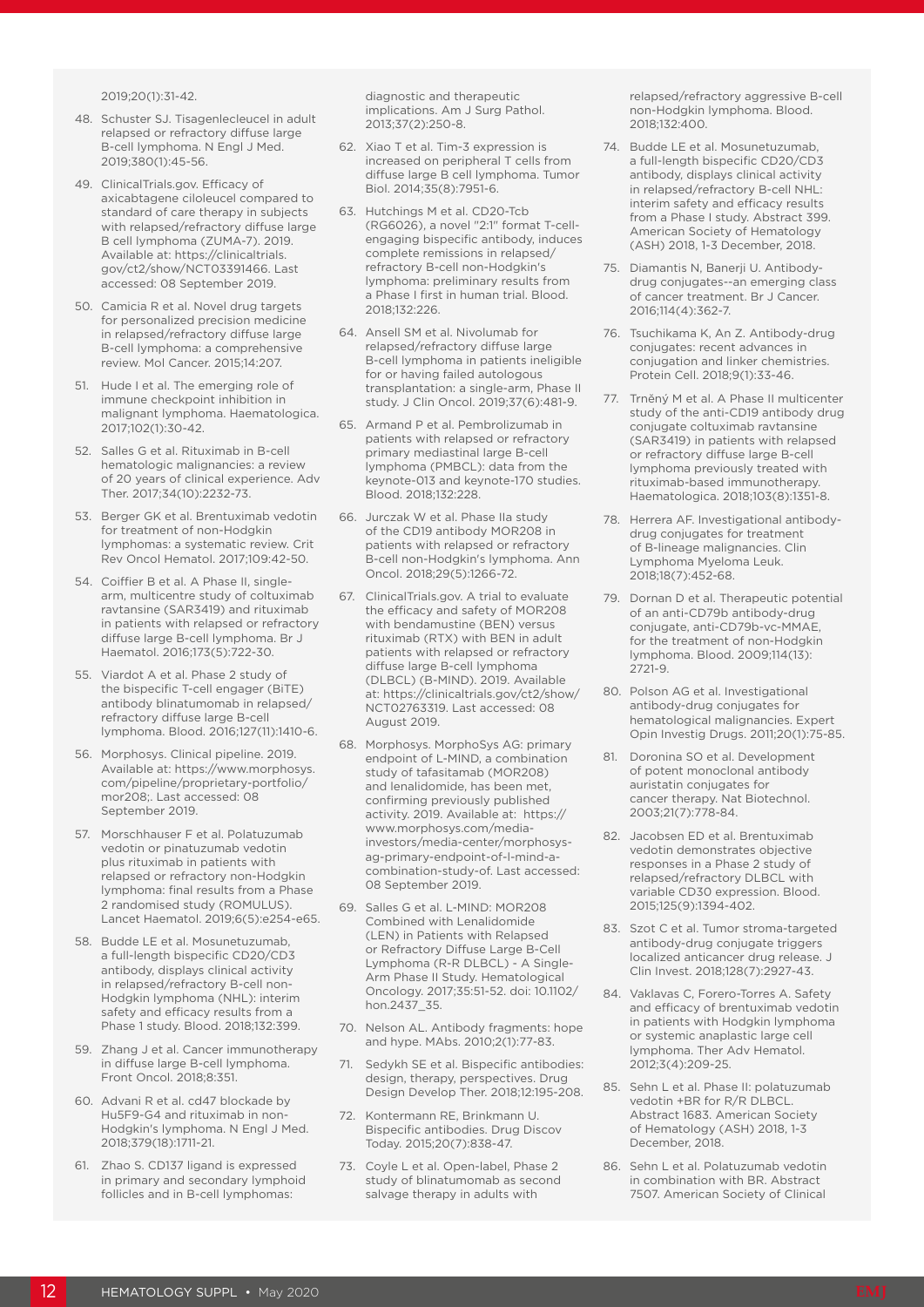2019;20(1):31-42.

48. Schuster SJ. Tisagenlecleucel in adult relapsed or refractory diffuse large B-cell lymphoma. N Engl J Med. 2019;380(1):45-56.
49. ClinicalTrials.gov. Efficacy of axicabtagene ciloleucel compared to standard of care therapy in subjects with relapsed/refractory diffuse large B cell lymphoma (ZUMA-7). 2019. Available at: https://clinicaltrials.gov/ct2/show/NCT03391466. Last accessed: 08 September 2019.
50. Camicia R et al. Novel drug targets for personalized precision medicine in relapsed/refractory diffuse large B-cell lymphoma: a comprehensive review. Mol Cancer. 2015;14:207.
51. Hude I et al. The emerging role of immune checkpoint inhibition in malignant lymphoma. Haematologica. 2017;102(1):30-42.
52. Salles G et al. Rituximab in B-cell hematologic malignancies: a review of 20 years of clinical experience. Adv Ther. 2017;34(10):2232-73.
53. Berger GK et al. Brentuximab vedotin for treatment of non-Hodgkin lymphomas: a systematic review. Crit Rev Oncol Hematol. 2017;109:42-50.
54. Coiffier B et al. A Phase II, single-arm, multicentre study of coltuximab ravtansine (SAR3419) and rituximab in patients with relapsed or refractory diffuse large B-cell lymphoma. Br J Haematol. 2016;173(5):722-30.
55. Viardot A et al. Phase 2 study of the bispecific T-cell engager (BiTE) antibody blinatumomab in relapsed/refractory diffuse large B-cell lymphoma. Blood. 2016;127(11):1410-6.
56. Morphosys. Clinical pipeline. 2019. Available at: https://www.morphosys.com/pipeline/proprietary-portfolio/mor208;. Last accessed: 08 September 2019.
57. Morschhauser F et al. Polatuzumab vedotin or pinatuzumab vedotin plus rituximab in patients with relapsed or refractory non-Hodgkin lymphoma: final results from a Phase 2 randomised study (ROMULUS). Lancet Haematol. 2019;6(5):e254-e65.
58. Budde LE et al. Mosunetuzumab, a full-length bispecific CD20/CD3 antibody, displays clinical activity in relapsed/refractory B-cell non-Hodgkin lymphoma (NHL): interim safety and efficacy results from a Phase 1 study. Blood. 2018;132:399.
59. Zhang J et al. Cancer immunotherapy in diffuse large B-cell lymphoma. Front Oncol. 2018;8:351.
60. Advani R et al. cd47 blockade by Hu5F9-G4 and rituximab in non-Hodgkin's lymphoma. N Engl J Med. 2018;379(18):1711-21.
61. Zhao S. CD137 ligand is expressed in primary and secondary lymphoid follicles and in B-cell lymphomas: diagnostic and therapeutic implications. Am J Surg Pathol. 2013;37(2):250-8.
62. Xiao T et al. Tim-3 expression is increased on peripheral T cells from diffuse large B cell lymphoma. Tumor Biol. 2014;35(8):7951-6.
63. Hutchings M et al. CD20-Tcb (RG6026), a novel "2:1" format T-cell-engaging bispecific antibody, induces complete remissions in relapsed/refractory B-cell non-Hodgkin's lymphoma: preliminary results from a Phase I first in human trial. Blood. 2018;132:226.
64. Ansell SM et al. Nivolumab for relapsed/refractory diffuse large B-cell lymphoma in patients ineligible for or having failed autologous transplantation: a single-arm, Phase II study. J Clin Oncol. 2019;37(6):481-9.
65. Armand P et al. Pembrolizumab in patients with relapsed or refractory primary mediastinal large B-cell lymphoma (PMBCL): data from the keynote-013 and keynote-170 studies. Blood. 2018;132:228.
66. Jurczak W et al. Phase IIa study of the CD19 antibody MOR208 in patients with relapsed or refractory B-cell non-Hodgkin's lymphoma. Ann Oncol. 2018;29(5):1266-72.
67. ClinicalTrials.gov. A trial to evaluate the efficacy and safety of MOR208 with bendamustine (BEN) versus rituximab (RTX) with BEN in adult patients with relapsed or refractory diffuse large B-cell lymphoma (DLBCL) (B-MIND). 2019. Available at: https://clinicaltrials.gov/ct2/show/NCT02763319. Last accessed: 08 August 2019.
68. Morphosys. MorphoSys AG: primary endpoint of L-MIND, a combination study of tafasitamab (MOR208) and lenalidomide, has been met, confirming previously published activity. 2019. Available at: https://www.morphosys.com/media-investors/media-center/morphosys-ag-primary-endpoint-of-l-mind-a-combination-study-of. Last accessed: 08 September 2019.
69. Salles G et al. L-MIND: MOR208 Combined with Lenalidomide (LEN) in Patients with Relapsed or Refractory Diffuse Large B-Cell Lymphoma (R-R DLBCL) - A Single-Arm Phase II Study. Hematological Oncology. 2017;35:51-52. doi: 10.1102/hon.2437_35.
70. Nelson AL. Antibody fragments: hope and hype. MAbs. 2010;2(1):77-83.
71. Sedykh SE et al. Bispecific antibodies: design, therapy, perspectives. Drug Design Develop Ther. 2018;12:195-208.
72. Kontermann RE, Brinkmann U. Bispecific antibodies. Drug Discov Today. 2015;20(7):838-47.
73. Coyle L et al. Open-label, Phase 2 study of blinatumomab as second salvage therapy in adults with relapsed/refractory aggressive B-cell non-Hodgkin lymphoma. Blood. 2018;132:400.
74. Budde LE et al. Mosunetuzumab, a full-length bispecific CD20/CD3 antibody, displays clinical activity in relapsed/refractory B-cell NHL: interim safety and efficacy results from a Phase I study. Abstract 399. American Society of Hematology (ASH) 2018, 1-3 December, 2018.
75. Diamantis N, Banerji U. Antibody-drug conjugates--an emerging class of cancer treatment. Br J Cancer. 2016;114(4):362-7.
76. Tsuchikama K, An Z. Antibody-drug conjugates: recent advances in conjugation and linker chemistries. Protein Cell. 2018;9(1):33-46.
77. Trněný M et al. A Phase II multicenter study of the anti-CD19 antibody drug conjugate coltuximab ravtansine (SAR3419) in patients with relapsed or refractory diffuse large B-cell lymphoma previously treated with rituximab-based immunotherapy. Haematologica. 2018;103(8):1351-8.
78. Herrera AF. Investigational antibody-drug conjugates for treatment of B-lineage malignancies. Clin Lymphoma Myeloma Leuk. 2018;18(7):452-68.
79. Dornan D et al. Therapeutic potential of an anti-CD79b antibody-drug conjugate, anti-CD79b-vc-MMAE, for the treatment of non-Hodgkin lymphoma. Blood. 2009;114(13):2721-9.
80. Polson AG et al. Investigational antibody-drug conjugates for hematological malignancies. Expert Opin Investig Drugs. 2011;20(1):75-85.
81. Doronina SO et al. Development of potent monoclonal antibody auristatin conjugates for cancer therapy. Nat Biotechnol. 2003;21(7):778-84.
82. Jacobsen ED et al. Brentuximab vedotin demonstrates objective responses in a Phase 2 study of relapsed/refractory DLBCL with variable CD30 expression. Blood. 2015;125(9):1394-402.
83. Szot C et al. Tumor stroma-targeted antibody-drug conjugate triggers localized anticancer drug release. J Clin Invest. 2018;128(7):2927-43.
84. Vaklavas C, Forero-Torres A. Safety and efficacy of brentuximab vedotin in patients with Hodgkin lymphoma or systemic anaplastic large cell lymphoma. Ther Adv Hematol. 2012;3(4):209-25.
85. Sehn L et al. Phase II: polatuzumab vedotin +BR for R/R DLBCL. Abstract 1683. American Society of Hematology (ASH) 2018, 1-3 December, 2018.
86. Sehn L et al. Polatuzumab vedotin in combination with BR. Abstract 7507. American Society of Clinical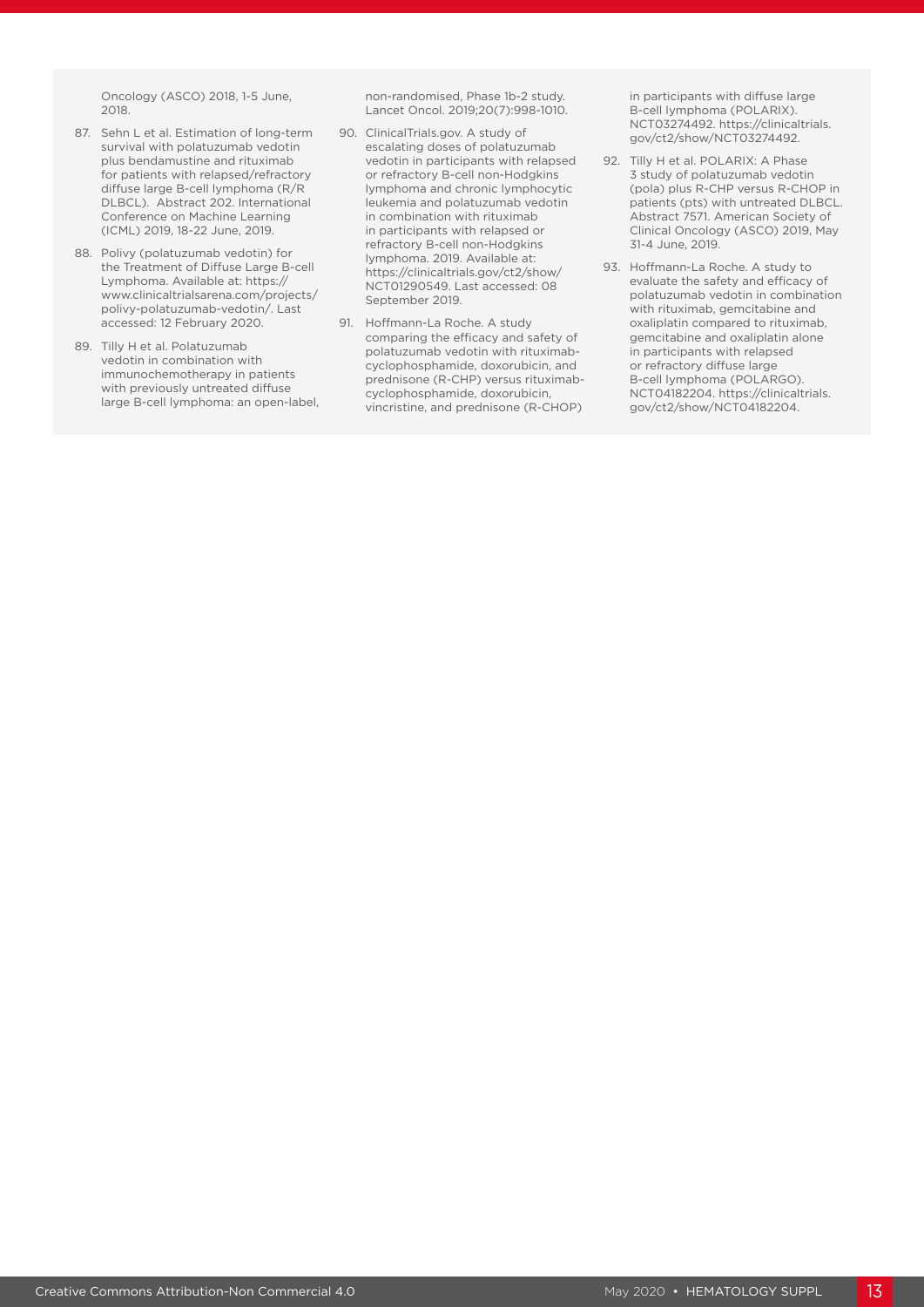Oncology (ASCO) 2018, 1-5 June, 2018.

87. Sehn L et al. Estimation of long-term survival with polatuzumab vedotin plus bendamustine and rituximab for patients with relapsed/refractory diffuse large B-cell lymphoma (R/R DLBCL). Abstract 202. International Conference on Machine Learning (ICML) 2019, 18-22 June, 2019.

88. Polivy (polatuzumab vedotin) for the Treatment of Diffuse Large B-cell Lymphoma. Available at: https://www.clinicaltrialsarena.com/projects/polivy-polatuzumab-vedotin/. Last accessed: 12 February 2020.

89. Tilly H et al. Polatuzumab vedotin in combination with immunochemotherapy in patients with previously untreated diffuse large B-cell lymphoma: an open-label, non-randomised, Phase 1b-2 study. Lancet Oncol. 2019;20(7):998-1010.

90. ClinicalTrials.gov. A study of escalating doses of polatuzumab vedotin in participants with relapsed or refractory B-cell non-Hodgkins lymphoma and chronic lymphocytic leukemia and polatuzumab vedotin in combination with rituximab in participants with relapsed or refractory B-cell non-Hodgkins lymphoma. 2019. Available at: https://clinicaltrials.gov/ct2/show/NCT01290549. Last accessed: 08 September 2019.

91. Hoffmann-La Roche. A study comparing the efficacy and safety of polatuzumab vedotin with rituximab-cyclophosphamide, doxorubicin, and prednisone (R-CHP) versus rituximab-cyclophosphamide, doxorubicin, vincristine, and prednisone (R-CHOP) in participants with diffuse large B-cell lymphoma (POLARIX). NCT03274492. https://clinicaltrials.gov/ct2/show/NCT03274492.

92. Tilly H et al. POLARIX: A Phase 3 study of polatuzumab vedotin (pola) plus R-CHP versus R-CHOP in patients (pts) with untreated DLBCL. Abstract 7571. American Society of Clinical Oncology (ASCO) 2019, May 31-4 June, 2019.

93. Hoffmann-La Roche. A study to evaluate the safety and efficacy of polatuzumab vedotin in combination with rituximab, gemcitabine and oxaliplatin compared to rituximab, gemcitabine and oxaliplatin alone in participants with relapsed or refractory diffuse large B-cell lymphoma (POLARGO). NCT04182204. https://clinicaltrials.gov/ct2/show/NCT04182204.